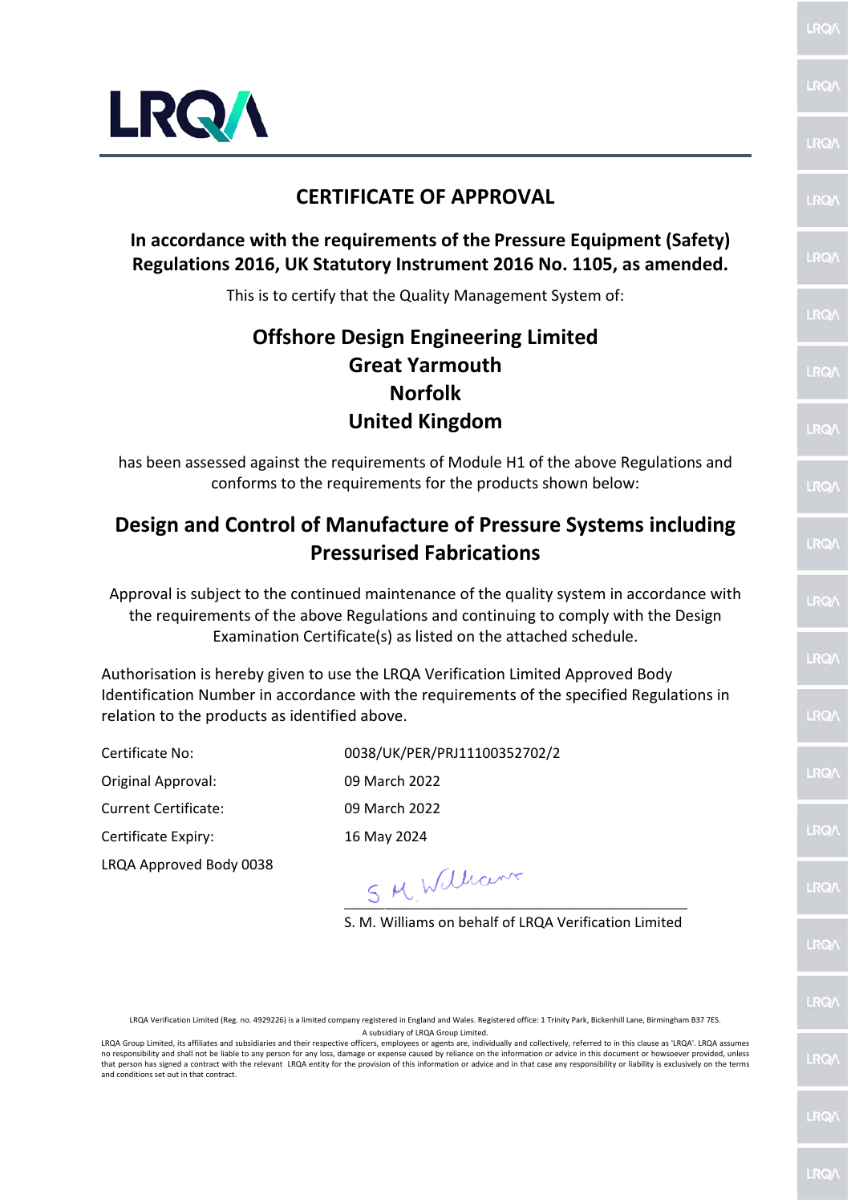LRQA

# CERTIFICATE OF APPROVAL

**In accordance with the requirements of the Pressure Equipment (Safety) Regulations 2016, UK Statutory Instrument 2016 No. 1105, as amended.**

This is to certify that the Quality Management System of:

**Offshore Design Engineering Limited**
**Great Yarmouth**
**Norfolk**
**United Kingdom**

has been assessed against the requirements of Module H1 of the above Regulations and conforms to the requirements for the products shown below:

## Design and Control of Manufacture of Pressure Systems including Pressurised Fabrications

Approval is subject to the continued maintenance of the quality system in accordance with the requirements of the above Regulations and continuing to comply with the Design Examination Certificate(s) as listed on the attached schedule.

Authorisation is hereby given to use the LRQA Verification Limited Approved Body Identification Number in accordance with the requirements of the specified Regulations in relation to the products as identified above.

| | |
|---|---|
| Certificate No: | 0038/UK/PER/PRJ11100352702/2 |
| Original Approval: | 09 March 2022 |
| Current Certificate: | 09 March 2022 |
| Certificate Expiry: | 16 May 2024 |
| LRQA Approved Body 0038 | |

S. M. Williams on behalf of LRQA Verification Limited

LRQA Verification Limited (Reg. no. 4929226) is a limited company registered in England and Wales. Registered office: 1 Trinity Park, Bickenhill Lane, Birmingham B37 7ES.
A subsidiary of LRQA Group Limited.
LRQA Group Limited, its affiliates and subsidiaries and their respective officers, employees or agents are, individually and collectively, referred to in this clause as 'LRQA'. LRQA assumes no responsibility and shall not be liable to any person for any loss, damage or expense caused by reliance on the information or advice in this document or howsoever provided, unless that person has signed a contract with the relevant LRQA entity for the provision of this information or advice and in that case any responsibility or liability is exclusively on the terms and conditions set out in that contract.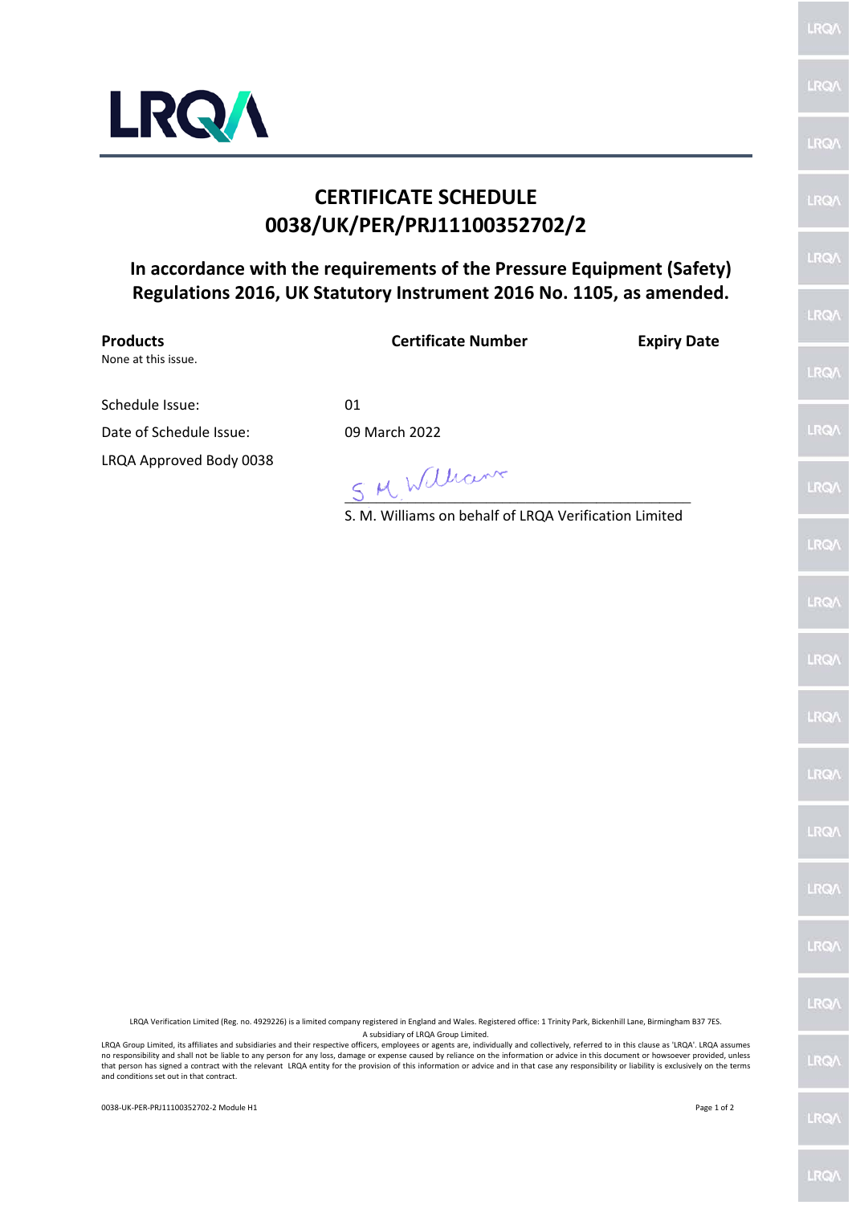# CERTIFICATE SCHEDULE
# 0038/UK/PER/PRJ11100352702/2

## In accordance with the requirements of the Pressure Equipment (Safety) Regulations 2016, UK Statutory Instrument 2016 No. 1105, as amended.

| Products | Certificate Number | Expiry Date |
|---|---|---|
| None at this issue. | | |

Schedule Issue: 01

Date of Schedule Issue: 09 March 2022

LRQA Approved Body 0038

S. M. Williams

S. M. Williams on behalf of LRQA Verification Limited

LRQA Verification Limited (Reg. no. 4929226) is a limited company registered in England and Wales. Registered office: 1 Trinity Park, Bickenhill Lane, Birmingham B37 7ES.
A subsidiary of LRQA Group Limited.

LRQA Group Limited, its affiliates and subsidiaries and their respective officers, employees or agents are, individually and collectively, referred to in this clause as 'LRQA'. LRQA assumes no responsibility and shall not be liable to any person for any loss, damage or expense caused by reliance on the information or advice in this document or howsoever provided, unless that person has signed a contract with the relevant LRQA entity for the provision of this information or advice and in that case any responsibility or liability is exclusively on the terms and conditions set out in that contract.

0038-UK-PER-PRJ11100352702-2 Module H1